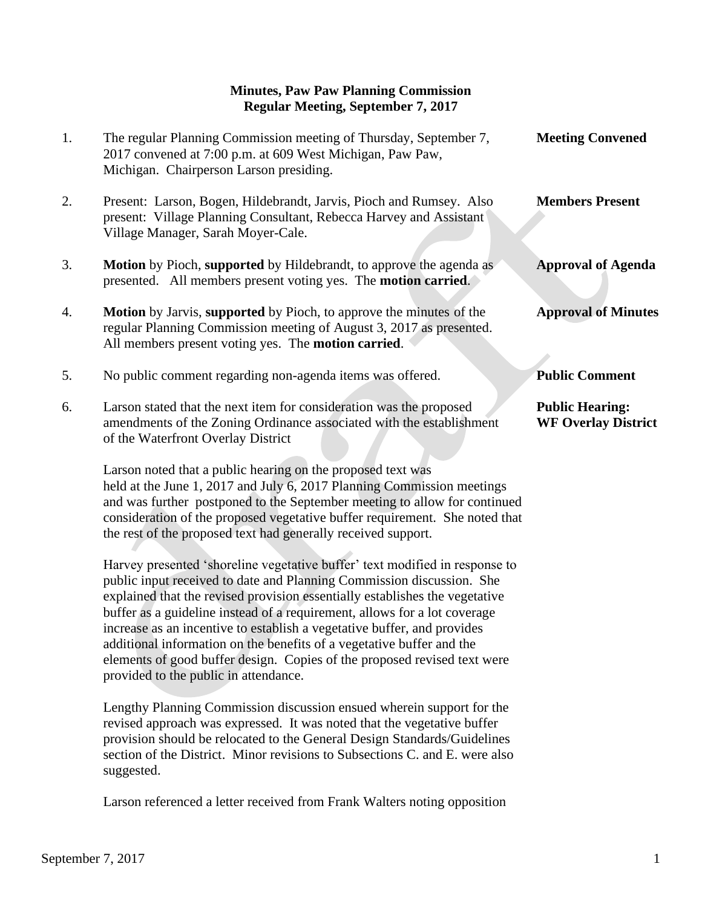**Minutes, Paw Paw Planning Commission**
**Regular Meeting, September 7, 2017**

1. The regular Planning Commission meeting of Thursday, September 7, 2017 convened at 7:00 p.m. at 609 West Michigan, Paw Paw, Michigan. Chairperson Larson presiding. — **Meeting Convened**

2. Present: Larson, Bogen, Hildebrandt, Jarvis, Pioch and Rumsey. Also present: Village Planning Consultant, Rebecca Harvey and Assistant Village Manager, Sarah Moyer-Cale. — **Members Present**

3. **Motion** by Pioch, **supported** by Hildebrandt, to approve the agenda as presented. All members present voting yes. The **motion carried**. — **Approval of Agenda**

4. **Motion** by Jarvis, **supported** by Pioch, to approve the minutes of the regular Planning Commission meeting of August 3, 2017 as presented. All members present voting yes. The **motion carried**. — **Approval of Minutes**

5. No public comment regarding non-agenda items was offered. — **Public Comment**

6. Larson stated that the next item for consideration was the proposed amendments of the Zoning Ordinance associated with the establishment of the Waterfront Overlay District — **Public Hearing: WF Overlay District**

   Larson noted that a public hearing on the proposed text was held at the June 1, 2017 and July 6, 2017 Planning Commission meetings and was further postponed to the September meeting to allow for continued consideration of the proposed vegetative buffer requirement. She noted that the rest of the proposed text had generally received support.

   Harvey presented 'shoreline vegetative buffer' text modified in response to public input received to date and Planning Commission discussion. She explained that the revised provision essentially establishes the vegetative buffer as a guideline instead of a requirement, allows for a lot coverage increase as an incentive to establish a vegetative buffer, and provides additional information on the benefits of a vegetative buffer and the elements of good buffer design. Copies of the proposed revised text were provided to the public in attendance.

   Lengthy Planning Commission discussion ensued wherein support for the revised approach was expressed. It was noted that the vegetative buffer provision should be relocated to the General Design Standards/Guidelines section of the District. Minor revisions to Subsections C. and E. were also suggested.

   Larson referenced a letter received from Frank Walters noting opposition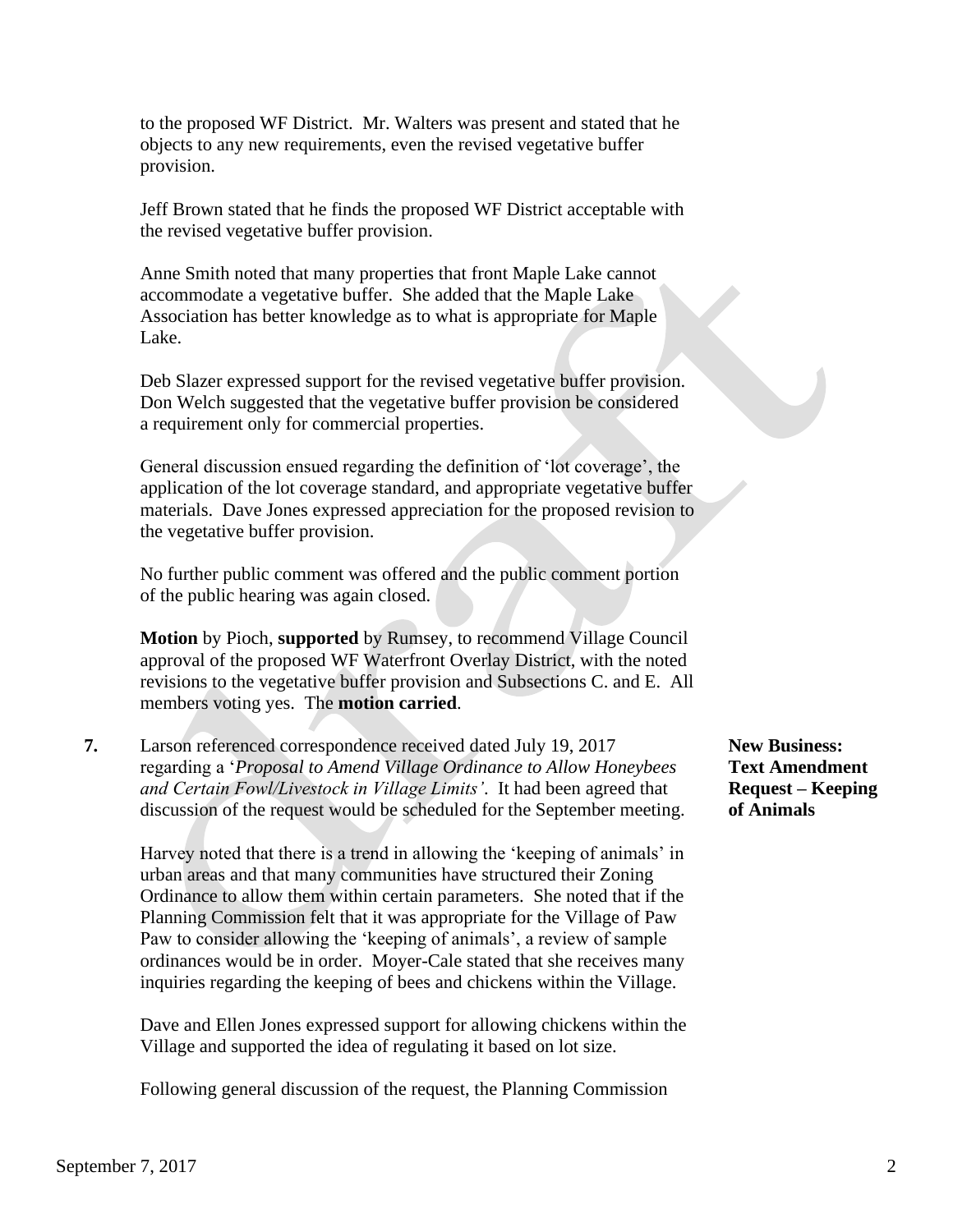to the proposed WF District. Mr. Walters was present and stated that he objects to any new requirements, even the revised vegetative buffer provision.

Jeff Brown stated that he finds the proposed WF District acceptable with the revised vegetative buffer provision.

Anne Smith noted that many properties that front Maple Lake cannot accommodate a vegetative buffer. She added that the Maple Lake Association has better knowledge as to what is appropriate for Maple Lake.

Deb Slazer expressed support for the revised vegetative buffer provision. Don Welch suggested that the vegetative buffer provision be considered a requirement only for commercial properties.

General discussion ensued regarding the definition of 'lot coverage', the application of the lot coverage standard, and appropriate vegetative buffer materials. Dave Jones expressed appreciation for the proposed revision to the vegetative buffer provision.

No further public comment was offered and the public comment portion of the public hearing was again closed.

**Motion** by Pioch, **supported** by Rumsey, to recommend Village Council approval of the proposed WF Waterfront Overlay District, with the noted revisions to the vegetative buffer provision and Subsections C. and E. All members voting yes. The **motion carried**.

**New Business: Text Amendment Request – Keeping of Animals**

**7.** Larson referenced correspondence received dated July 19, 2017 regarding a '*Proposal to Amend Village Ordinance to Allow Honeybees and Certain Fowl/Livestock in Village Limits'*. It had been agreed that discussion of the request would be scheduled for the September meeting.

Harvey noted that there is a trend in allowing the 'keeping of animals' in urban areas and that many communities have structured their Zoning Ordinance to allow them within certain parameters. She noted that if the Planning Commission felt that it was appropriate for the Village of Paw Paw to consider allowing the 'keeping of animals', a review of sample ordinances would be in order. Moyer-Cale stated that she receives many inquiries regarding the keeping of bees and chickens within the Village.

Dave and Ellen Jones expressed support for allowing chickens within the Village and supported the idea of regulating it based on lot size.

Following general discussion of the request, the Planning Commission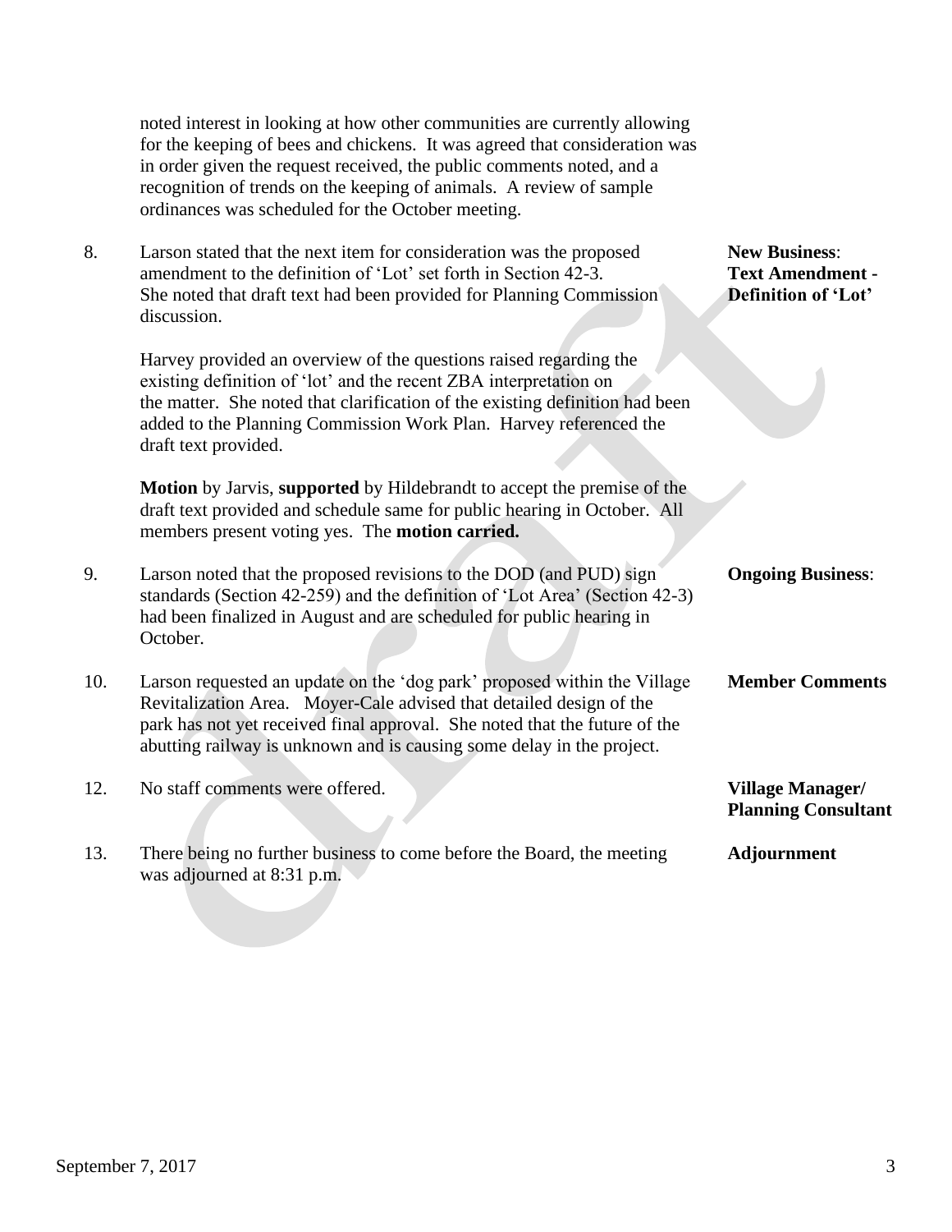noted interest in looking at how other communities are currently allowing for the keeping of bees and chickens. It was agreed that consideration was in order given the request received, the public comments noted, and a recognition of trends on the keeping of animals. A review of sample ordinances was scheduled for the October meeting.

8. Larson stated that the next item for consideration was the proposed amendment to the definition of 'Lot' set forth in Section 42-3. She noted that draft text had been provided for Planning Commission discussion.

   **New Business: Text Amendment - Definition of 'Lot'**

   Harvey provided an overview of the questions raised regarding the existing definition of 'lot' and the recent ZBA interpretation on the matter. She noted that clarification of the existing definition had been added to the Planning Commission Work Plan. Harvey referenced the draft text provided.

   **Motion** by Jarvis, **supported** by Hildebrandt to accept the premise of the draft text provided and schedule same for public hearing in October. All members present voting yes. The **motion carried.**

9. Larson noted that the proposed revisions to the DOD (and PUD) sign standards (Section 42-259) and the definition of 'Lot Area' (Section 42-3) had been finalized in August and are scheduled for public hearing in October.

   **Ongoing Business**:

10. Larson requested an update on the 'dog park' proposed within the Village Revitalization Area. Moyer-Cale advised that detailed design of the park has not yet received final approval. She noted that the future of the abutting railway is unknown and is causing some delay in the project.

    **Member Comments**

12. No staff comments were offered.

    **Village Manager/ Planning Consultant**

13. There being no further business to come before the Board, the meeting was adjourned at 8:31 p.m.

    **Adjournment**

September 7, 2017